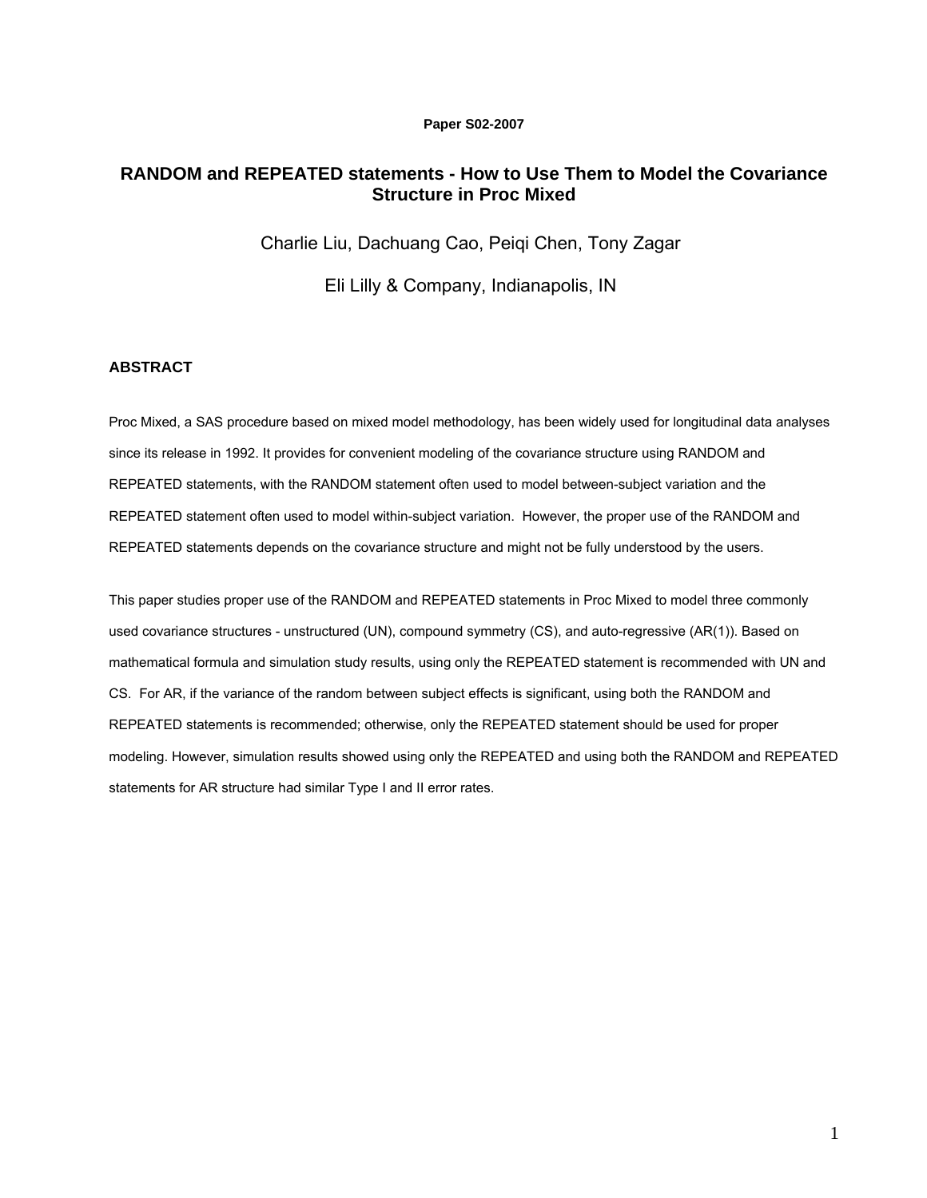**Paper S02-2007**

# RANDOM and REPEATED statements - How to Use Them to Model the Covariance Structure in Proc Mixed

Charlie Liu, Dachuang Cao, Peiqi Chen, Tony Zagar

Eli Lilly & Company, Indianapolis, IN

## ABSTRACT

Proc Mixed, a SAS procedure based on mixed model methodology, has been widely used for longitudinal data analyses since its release in 1992. It provides for convenient modeling of the covariance structure using RANDOM and REPEATED statements, with the RANDOM statement often used to model between-subject variation and the REPEATED statement often used to model within-subject variation. However, the proper use of the RANDOM and REPEATED statements depends on the covariance structure and might not be fully understood by the users.

This paper studies proper use of the RANDOM and REPEATED statements in Proc Mixed to model three commonly used covariance structures - unstructured (UN), compound symmetry (CS), and auto-regressive (AR(1)). Based on mathematical formula and simulation study results, using only the REPEATED statement is recommended with UN and CS. For AR, if the variance of the random between subject effects is significant, using both the RANDOM and REPEATED statements is recommended; otherwise, only the REPEATED statement should be used for proper modeling. However, simulation results showed using only the REPEATED and using both the RANDOM and REPEATED statements for AR structure had similar Type I and II error rates.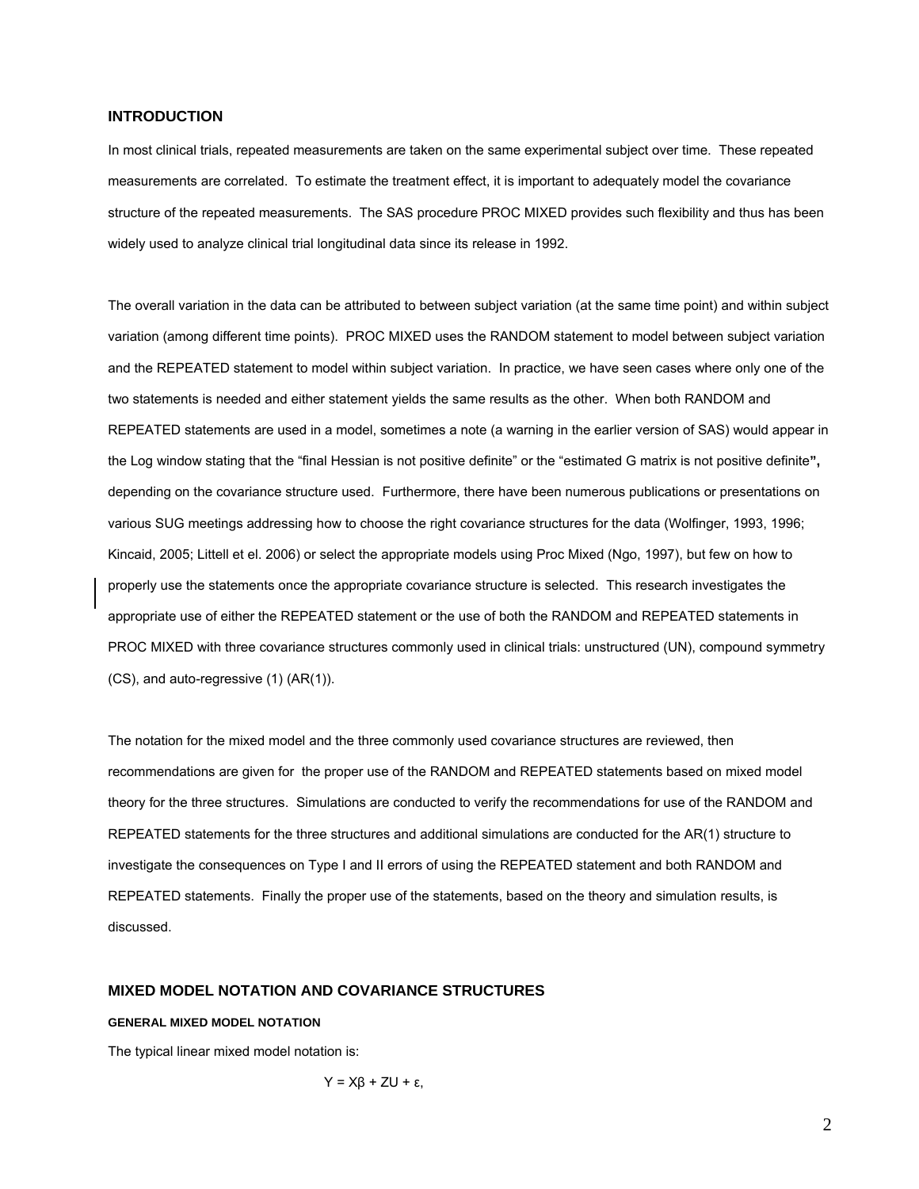## INTRODUCTION

In most clinical trials, repeated measurements are taken on the same experimental subject over time. These repeated measurements are correlated. To estimate the treatment effect, it is important to adequately model the covariance structure of the repeated measurements. The SAS procedure PROC MIXED provides such flexibility and thus has been widely used to analyze clinical trial longitudinal data since its release in 1992.

The overall variation in the data can be attributed to between subject variation (at the same time point) and within subject variation (among different time points). PROC MIXED uses the RANDOM statement to model between subject variation and the REPEATED statement to model within subject variation. In practice, we have seen cases where only one of the two statements is needed and either statement yields the same results as the other. When both RANDOM and REPEATED statements are used in a model, sometimes a note (a warning in the earlier version of SAS) would appear in the Log window stating that the "final Hessian is not positive definite" or the "estimated G matrix is not positive definite**",** depending on the covariance structure used. Furthermore, there have been numerous publications or presentations on various SUG meetings addressing how to choose the right covariance structures for the data (Wolfinger, 1993, 1996; Kincaid, 2005; Littell et el. 2006) or select the appropriate models using Proc Mixed (Ngo, 1997), but few on how to properly use the statements once the appropriate covariance structure is selected. This research investigates the appropriate use of either the REPEATED statement or the use of both the RANDOM and REPEATED statements in PROC MIXED with three covariance structures commonly used in clinical trials: unstructured (UN), compound symmetry (CS), and auto-regressive (1) (AR(1)).

The notation for the mixed model and the three commonly used covariance structures are reviewed, then recommendations are given for the proper use of the RANDOM and REPEATED statements based on mixed model theory for the three structures. Simulations are conducted to verify the recommendations for use of the RANDOM and REPEATED statements for the three structures and additional simulations are conducted for the AR(1) structure to investigate the consequences on Type I and II errors of using the REPEATED statement and both RANDOM and REPEATED statements. Finally the proper use of the statements, based on the theory and simulation results, is discussed.

## MIXED MODEL NOTATION AND COVARIANCE STRUCTURES

### GENERAL MIXED MODEL NOTATION

The typical linear mixed model notation is:

$$Y = X\beta + ZU + \varepsilon,$$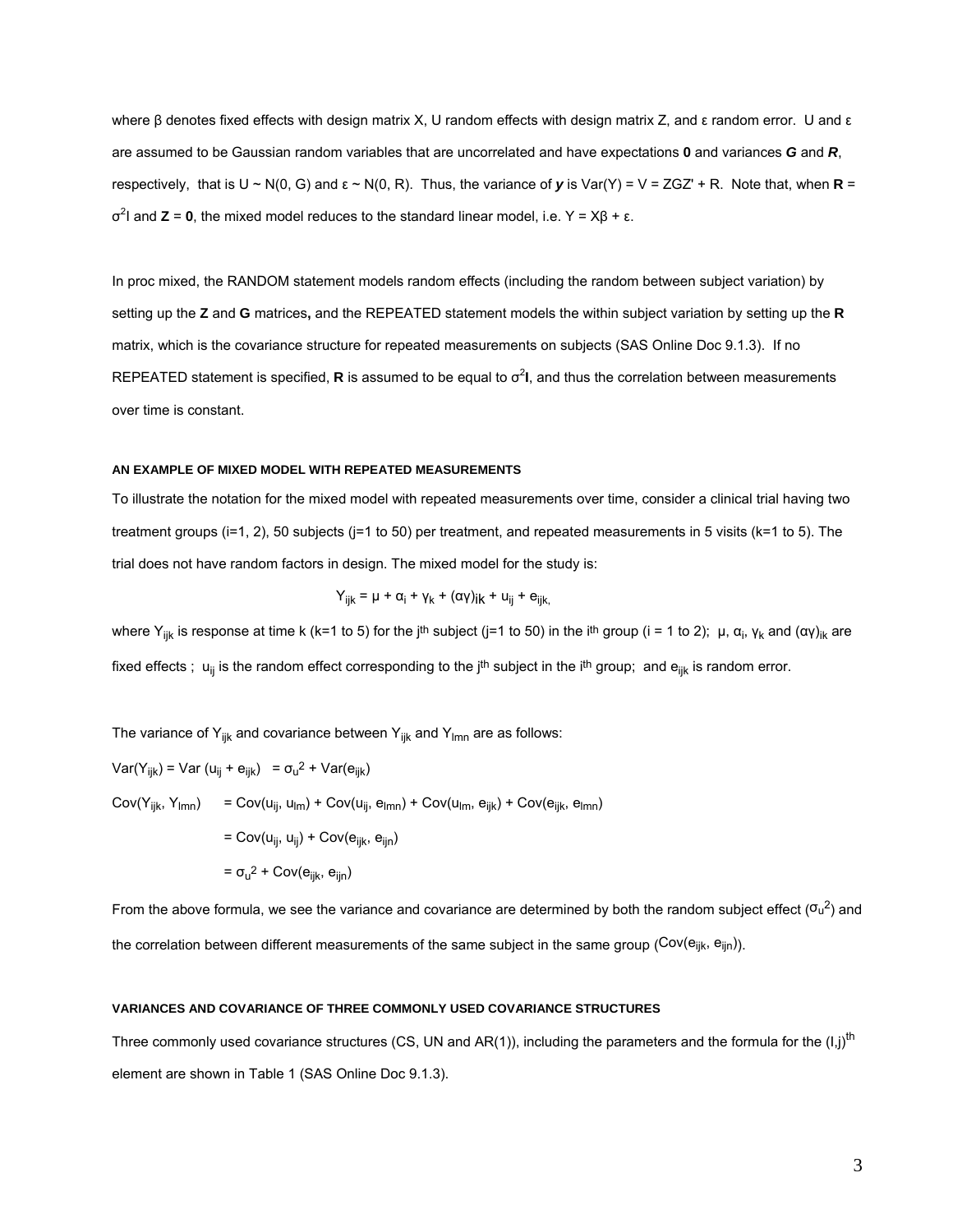where β denotes fixed effects with design matrix X, U random effects with design matrix Z, and ε random error. U and ε are assumed to be Gaussian random variables that are uncorrelated and have expectations **0** and variances ***G*** and ***R***, respectively, that is U ~ N(0, G) and ε ~ N(0, R). Thus, the variance of ***y*** is Var(Y) = V = ZGZ' + R. Note that, when **R** = $\sigma^2$I and **Z** = **0**, the mixed model reduces to the standard linear model, i.e. Y = Xβ + ε.

In proc mixed, the RANDOM statement models random effects (including the random between subject variation) by setting up the **Z** and **G** matrices**,** and the REPEATED statement models the within subject variation by setting up the **R** matrix, which is the covariance structure for repeated measurements on subjects (SAS Online Doc 9.1.3). If no REPEATED statement is specified, **R** is assumed to be equal to $\sigma^2$**I**, and thus the correlation between measurements over time is constant.

#### AN EXAMPLE OF MIXED MODEL WITH REPEATED MEASUREMENTS

To illustrate the notation for the mixed model with repeated measurements over time, consider a clinical trial having two treatment groups (i=1, 2), 50 subjects (j=1 to 50) per treatment, and repeated measurements in 5 visits (k=1 to 5). The trial does not have random factors in design. The mixed model for the study is:

$$Y_{ijk} = \mu + \alpha_i + \gamma_k + (\alpha\gamma)_{ik} + u_{ij} + e_{ijk},$$

where $Y_{ijk}$ is response at time k (k=1 to 5) for the $j^{th}$ subject (j=1 to 50) in the $i^{th}$ group (i = 1 to 2); $\mu$, $\alpha_i$, $\gamma_k$ and $(\alpha\gamma)_{ik}$ are fixed effects ; $u_{ij}$ is the random effect corresponding to the $j^{th}$ subject in the $i^{th}$ group; and $e_{ijk}$ is random error.

The variance of $Y_{ijk}$ and covariance between $Y_{ijk}$ and $Y_{lmn}$ are as follows:

$$\mathrm{Var}(Y_{ijk}) = \mathrm{Var}(u_{ij} + e_{ijk}) = \sigma_u^2 + \mathrm{Var}(e_{ijk})$$

$$\begin{aligned}\mathrm{Cov}(Y_{ijk}, Y_{lmn}) &= \mathrm{Cov}(u_{ij}, u_{lm}) + \mathrm{Cov}(u_{ij}, e_{lmn}) + \mathrm{Cov}(u_{lm}, e_{ijk}) + \mathrm{Cov}(e_{ijk}, e_{lmn}) \\ &= \mathrm{Cov}(u_{ij}, u_{ij}) + \mathrm{Cov}(e_{ijk}, e_{ijn}) \\ &= \sigma_u^2 + \mathrm{Cov}(e_{ijk}, e_{ijn})\end{aligned}$$

From the above formula, we see the variance and covariance are determined by both the random subject effect ($\sigma_u^2$) and the correlation between different measurements of the same subject in the same group ($\mathrm{Cov}(e_{ijk}, e_{ijn})$).

#### VARIANCES AND COVARIANCE OF THREE COMMONLY USED COVARIANCE STRUCTURES

Three commonly used covariance structures (CS, UN and AR(1)), including the parameters and the formula for the $(I,j)^{th}$ element are shown in Table 1 (SAS Online Doc 9.1.3).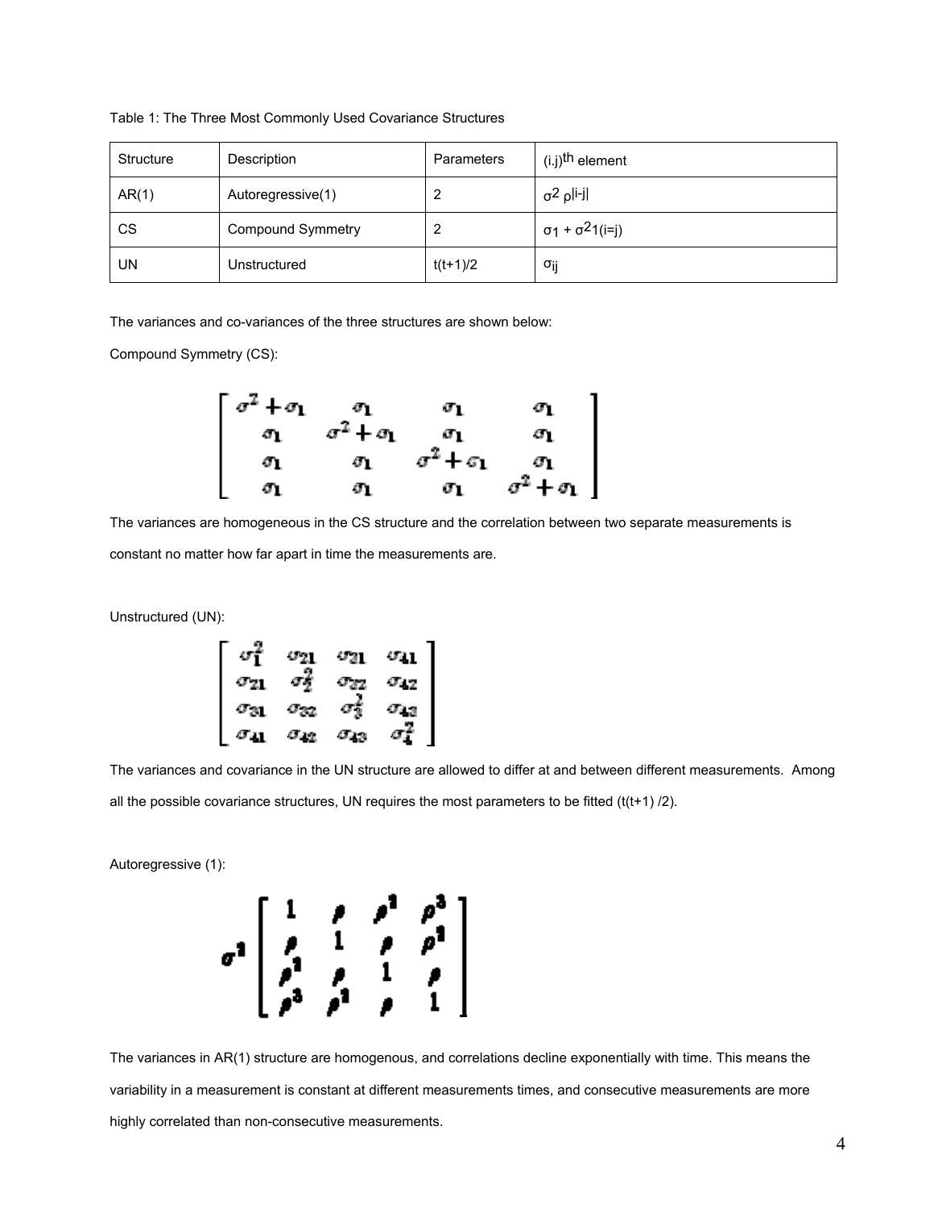Table 1: The Three Most Commonly Used Covariance Structures

| Structure | Description | Parameters | (i,j)th element |
|---|---|---|---|
| AR(1) | Autoregressive(1) | 2 | $\sigma^2 \rho^{\|i-j\|}$ |
| CS | Compound Symmetry | 2 | $\sigma_1 + \sigma^2 1(i=j)$ |
| UN | Unstructured | t(t+1)/2 | $\sigma_{ij}$ |

The variances and co-variances of the three structures are shown below:

Compound Symmetry (CS):

$$\begin{bmatrix} \sigma^2+\sigma_1 & \sigma_1 & \sigma_1 & \sigma_1 \\ \sigma_1 & \sigma^2+\sigma_1 & \sigma_1 & \sigma_1 \\ \sigma_1 & \sigma_1 & \sigma^2+\sigma_1 & \sigma_1 \\ \sigma_1 & \sigma_1 & \sigma_1 & \sigma^2+\sigma_1 \end{bmatrix}$$

The variances are homogeneous in the CS structure and the correlation between two separate measurements is constant no matter how far apart in time the measurements are.

Unstructured (UN):

$$\begin{bmatrix} \sigma_1^2 & \sigma_{21} & \sigma_{21} & \sigma_{41} \\ \sigma_{21} & \sigma_2^2 & \sigma_{32} & \sigma_{42} \\ \sigma_{31} & \sigma_{32} & \sigma_3^2 & \sigma_{43} \\ \sigma_{41} & \sigma_{42} & \sigma_{43} & \sigma_4^2 \end{bmatrix}$$

The variances and covariance in the UN structure are allowed to differ at and between different measurements. Among all the possible covariance structures, UN requires the most parameters to be fitted (t(t+1) /2).

Autoregressive (1):

$$\sigma^2 \begin{bmatrix} 1 & \rho & \rho^2 & \rho^3 \\ \rho & 1 & \rho & \rho^2 \\ \rho^2 & \rho & 1 & \rho \\ \rho^3 & \rho^2 & \rho & 1 \end{bmatrix}$$

The variances in AR(1) structure are homogenous, and correlations decline exponentially with time. This means the variability in a measurement is constant at different measurements times, and consecutive measurements are more highly correlated than non-consecutive measurements.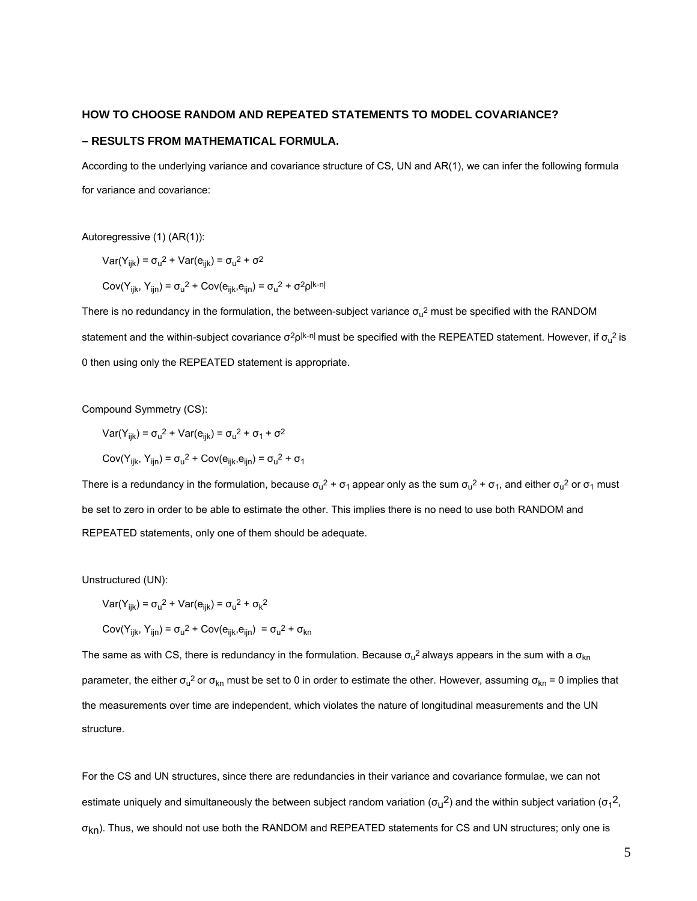**HOW TO CHOOSE RANDOM AND REPEATED STATEMENTS TO MODEL COVARIANCE?**

**– RESULTS FROM MATHEMATICAL FORMULA.**

According to the underlying variance and covariance structure of CS, UN and AR(1), we can infer the following formula for variance and covariance:

Autoregressive (1) (AR(1)):

$Var(Y_{ijk}) = \sigma_u^2 + Var(e_{ijk}) = \sigma_u^2 + \sigma^2$

$Cov(Y_{ijk}, Y_{ijn}) = \sigma_u^2 + Cov(e_{ijk}, e_{ijn}) = \sigma_u^2 + \sigma^2\rho^{|k-n|}$

There is no redundancy in the formulation, the between-subject variance $\sigma_u^2$ must be specified with the RANDOM statement and the within-subject covariance $\sigma^2\rho^{|k-n|}$ must be specified with the REPEATED statement. However, if $\sigma_u^2$ is 0 then using only the REPEATED statement is appropriate.

Compound Symmetry (CS):

$Var(Y_{ijk}) = \sigma_u^2 + Var(e_{ijk}) = \sigma_u^2 + \sigma_1 + \sigma^2$

$Cov(Y_{ijk}, Y_{ijn}) = \sigma_u^2 + Cov(e_{ijk}, e_{ijn}) = \sigma_u^2 + \sigma_1$

There is a redundancy in the formulation, because $\sigma_u^2 + \sigma_1$ appear only as the sum $\sigma_u^2 + \sigma_1$, and either $\sigma_u^2$ or $\sigma_1$ must be set to zero in order to be able to estimate the other. This implies there is no need to use both RANDOM and REPEATED statements, only one of them should be adequate.

Unstructured (UN):

$Var(Y_{ijk}) = \sigma_u^2 + Var(e_{ijk}) = \sigma_u^2 + \sigma_k^2$

$Cov(Y_{ijk}, Y_{ijn}) = \sigma_u^2 + Cov(e_{ijk}, e_{ijn}) = \sigma_u^2 + \sigma_{kn}$

The same as with CS, there is redundancy in the formulation. Because $\sigma_u^2$ always appears in the sum with a $\sigma_{kn}$ parameter, the either $\sigma_u^2$ or $\sigma_{kn}$ must be set to 0 in order to estimate the other. However, assuming $\sigma_{kn} = 0$ implies that the measurements over time are independent, which violates the nature of longitudinal measurements and the UN structure.

For the CS and UN structures, since there are redundancies in their variance and covariance formulae, we can not estimate uniquely and simultaneously the between subject random variation ($\sigma_u^2$) and the within subject variation ($\sigma_1^2$, $\sigma_{kn}$). Thus, we should not use both the RANDOM and REPEATED statements for CS and UN structures; only one is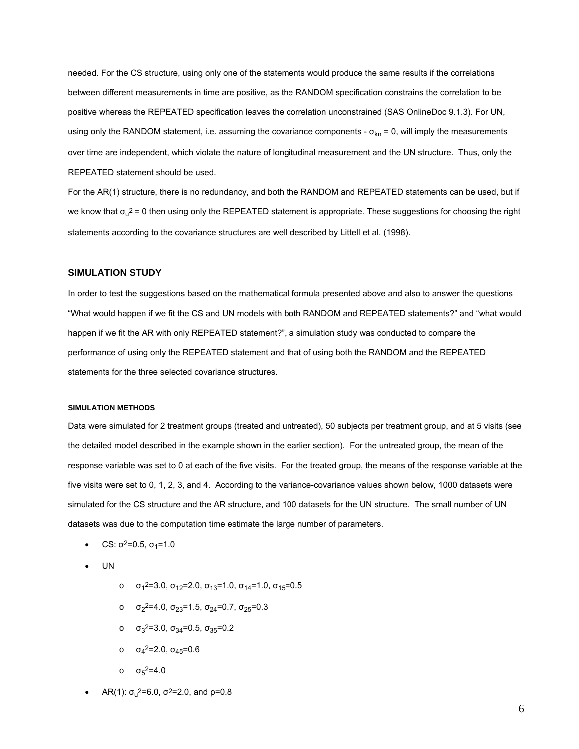needed. For the CS structure, using only one of the statements would produce the same results if the correlations between different measurements in time are positive, as the RANDOM specification constrains the correlation to be positive whereas the REPEATED specification leaves the correlation unconstrained (SAS OnlineDoc 9.1.3). For UN, using only the RANDOM statement, i.e. assuming the covariance components - $\sigma_{kn} = 0$, will imply the measurements over time are independent, which violate the nature of longitudinal measurement and the UN structure. Thus, only the REPEATED statement should be used.

For the AR(1) structure, there is no redundancy, and both the RANDOM and REPEATED statements can be used, but if we know that $\sigma_u^2 = 0$ then using only the REPEATED statement is appropriate. These suggestions for choosing the right statements according to the covariance structures are well described by Littell et al. (1998).

## SIMULATION STUDY

In order to test the suggestions based on the mathematical formula presented above and also to answer the questions "What would happen if we fit the CS and UN models with both RANDOM and REPEATED statements?" and "what would happen if we fit the AR with only REPEATED statement?", a simulation study was conducted to compare the performance of using only the REPEATED statement and that of using both the RANDOM and the REPEATED statements for the three selected covariance structures.

### SIMULATION METHODS

Data were simulated for 2 treatment groups (treated and untreated), 50 subjects per treatment group, and at 5 visits (see the detailed model described in the example shown in the earlier section). For the untreated group, the mean of the response variable was set to 0 at each of the five visits. For the treated group, the means of the response variable at the five visits were set to 0, 1, 2, 3, and 4. According to the variance-covariance values shown below, 1000 datasets were simulated for the CS structure and the AR structure, and 100 datasets for the UN structure. The small number of UN datasets was due to the computation time estimate the large number of parameters.

- CS: $\sigma^2=0.5$, $\sigma_1=1.0$
- UN
  - $\sigma_1^2=3.0$, $\sigma_{12}=2.0$, $\sigma_{13}=1.0$, $\sigma_{14}=1.0$, $\sigma_{15}=0.5$
  - $\sigma_2^2=4.0$, $\sigma_{23}=1.5$, $\sigma_{24}=0.7$, $\sigma_{25}=0.3$
  - $\sigma_3^2=3.0$, $\sigma_{34}=0.5$, $\sigma_{35}=0.2$
  - $\sigma_4^2=2.0$, $\sigma_{45}=0.6$
  - $\sigma_5^2=4.0$
- AR(1): $\sigma_u^2=6.0$, $\sigma^2=2.0$, and $\rho=0.8$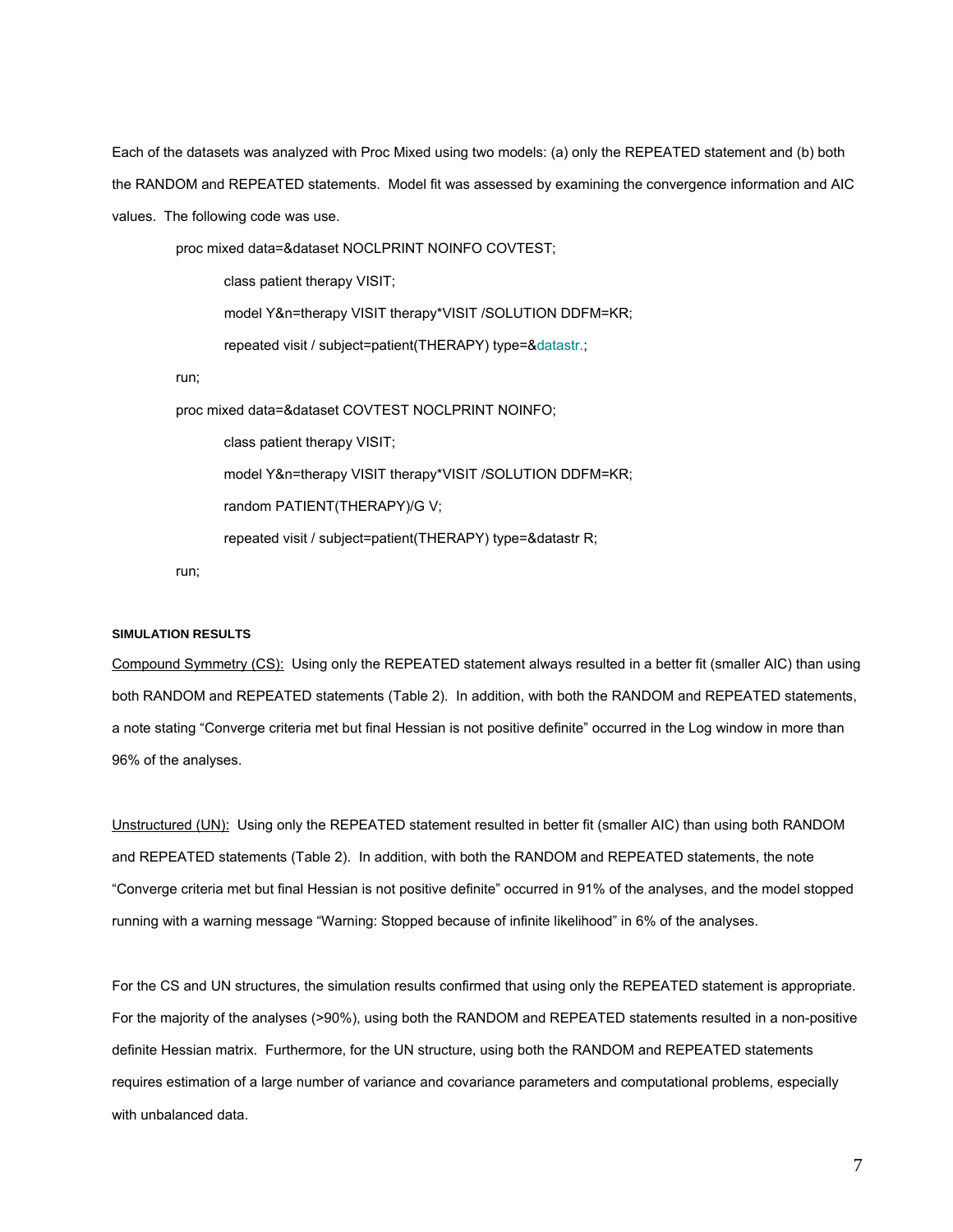Each of the datasets was analyzed with Proc Mixed using two models: (a) only the REPEATED statement and (b) both the RANDOM and REPEATED statements. Model fit was assessed by examining the convergence information and AIC values. The following code was use.

```
proc mixed data=&dataset NOCLPRINT NOINFO COVTEST;
    class patient therapy VISIT;
    model Y&n=therapy VISIT therapy*VISIT /SOLUTION DDFM=KR;
    repeated visit / subject=patient(THERAPY) type=&datastr.;
run;
proc mixed data=&dataset COVTEST NOCLPRINT NOINFO;
    class patient therapy VISIT;
    model Y&n=therapy VISIT therapy*VISIT /SOLUTION DDFM=KR;
    random PATIENT(THERAPY)/G V;
    repeated visit / subject=patient(THERAPY) type=&datastr R;
run;
```

#### SIMULATION RESULTS

Compound Symmetry (CS): Using only the REPEATED statement always resulted in a better fit (smaller AIC) than using both RANDOM and REPEATED statements (Table 2). In addition, with both the RANDOM and REPEATED statements, a note stating "Converge criteria met but final Hessian is not positive definite" occurred in the Log window in more than 96% of the analyses.

Unstructured (UN): Using only the REPEATED statement resulted in better fit (smaller AIC) than using both RANDOM and REPEATED statements (Table 2). In addition, with both the RANDOM and REPEATED statements, the note "Converge criteria met but final Hessian is not positive definite" occurred in 91% of the analyses, and the model stopped running with a warning message "Warning: Stopped because of infinite likelihood" in 6% of the analyses.

For the CS and UN structures, the simulation results confirmed that using only the REPEATED statement is appropriate. For the majority of the analyses (>90%), using both the RANDOM and REPEATED statements resulted in a non-positive definite Hessian matrix. Furthermore, for the UN structure, using both the RANDOM and REPEATED statements requires estimation of a large number of variance and covariance parameters and computational problems, especially with unbalanced data.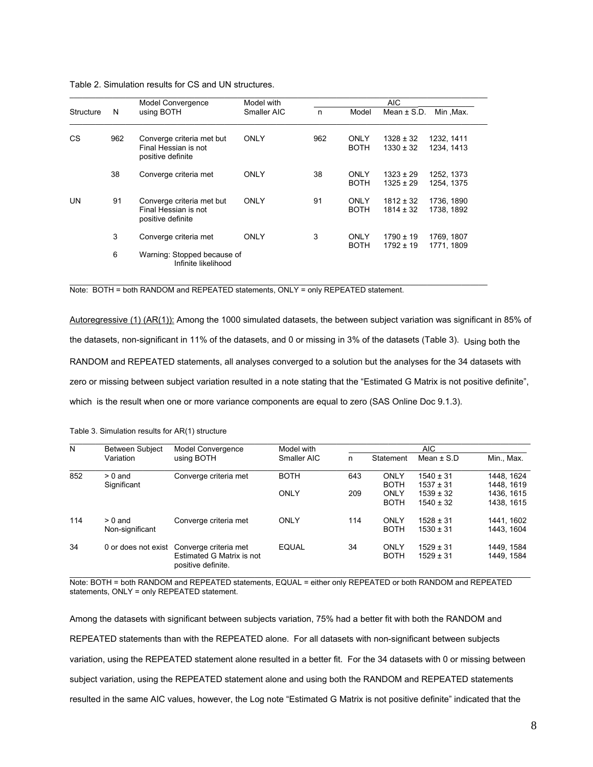Table 2. Simulation results for CS and UN structures.

| Structure | N | Model Convergence using BOTH | Model with Smaller AIC | AIC | | | |
|---|---|---|---|---|---|---|---|
| | | | | n | Model | Mean ± S.D. | Min ,Max. |
| CS | 962 | Converge criteria met but Final Hessian is not positive definite | ONLY | 962 | ONLY<br>BOTH | 1328 ± 32<br>1330 ± 32 | 1232, 1411<br>1234, 1413 |
| | 38 | Converge criteria met | ONLY | 38 | ONLY<br>BOTH | 1323 ± 29<br>1325 ± 29 | 1252, 1373<br>1254, 1375 |
| UN | 91 | Converge criteria met but Final Hessian is not positive definite | ONLY | 91 | ONLY<br>BOTH | 1812 ± 32<br>1814 ± 32 | 1736, 1890<br>1738, 1892 |
| | 3 | Converge criteria met | ONLY | 3 | ONLY<br>BOTH | 1790 ± 19<br>1792 ± 19 | 1769, 1807<br>1771, 1809 |
| | 6 | Warning: Stopped because of Infinite likelihood | | | | | |

Note: BOTH = both RANDOM and REPEATED statements, ONLY = only REPEATED statement.

Autoregressive (1) (AR(1)): Among the 1000 simulated datasets, the between subject variation was significant in 85% of the datasets, non-significant in 11% of the datasets, and 0 or missing in 3% of the datasets (Table 3). Using both the RANDOM and REPEATED statements, all analyses converged to a solution but the analyses for the 34 datasets with zero or missing between subject variation resulted in a note stating that the "Estimated G Matrix is not positive definite", which is the result when one or more variance components are equal to zero (SAS Online Doc 9.1.3).

Table 3. Simulation results for AR(1) structure

| N | Between Subject Variation | Model Convergence using BOTH | Model with Smaller AIC | AIC | | | |
|---|---|---|---|---|---|---|---|
| | | | | n | Statement | Mean ± S.D | Min., Max. |
| 852 | > 0 and Significant | Converge criteria met | BOTH | 643 | ONLY<br>BOTH | 1540 ± 31<br>1537 ± 31 | 1448, 1624<br>1448, 1619 |
| | | | ONLY | 209 | ONLY<br>BOTH | 1539 ± 32<br>1540 ± 32 | 1436, 1615<br>1438, 1615 |
| 114 | > 0 and Non-significant | Converge criteria met | ONLY | 114 | ONLY<br>BOTH | 1528 ± 31<br>1530 ± 31 | 1441, 1602<br>1443, 1604 |
| 34 | 0 or does not exist | Converge criteria met Estimated G Matrix is not positive definite. | EQUAL | 34 | ONLY<br>BOTH | 1529 ± 31<br>1529 ± 31 | 1449, 1584<br>1449, 1584 |

Note: BOTH = both RANDOM and REPEATED statements, EQUAL = either only REPEATED or both RANDOM and REPEATED statements, ONLY = only REPEATED statement.

Among the datasets with significant between subjects variation, 75% had a better fit with both the RANDOM and REPEATED statements than with the REPEATED alone. For all datasets with non-significant between subjects variation, using the REPEATED statement alone resulted in a better fit. For the 34 datasets with 0 or missing between subject variation, using the REPEATED statement alone and using both the RANDOM and REPEATED statements resulted in the same AIC values, however, the Log note "Estimated G Matrix is not positive definite" indicated that the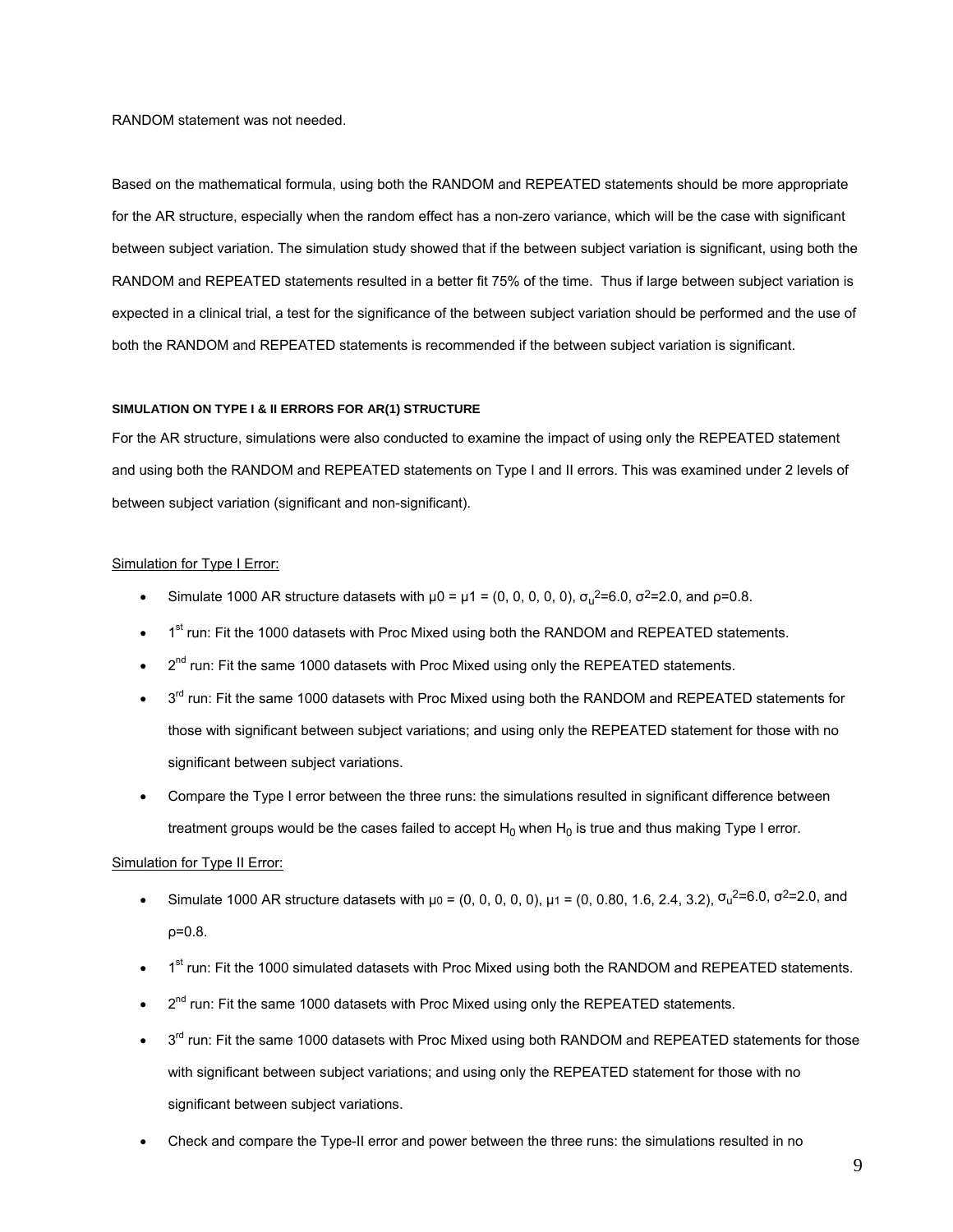RANDOM statement was not needed.

Based on the mathematical formula, using both the RANDOM and REPEATED statements should be more appropriate for the AR structure, especially when the random effect has a non-zero variance, which will be the case with significant between subject variation. The simulation study showed that if the between subject variation is significant, using both the RANDOM and REPEATED statements resulted in a better fit 75% of the time. Thus if large between subject variation is expected in a clinical trial, a test for the significance of the between subject variation should be performed and the use of both the RANDOM and REPEATED statements is recommended if the between subject variation is significant.

#### SIMULATION ON TYPE I & II ERRORS FOR AR(1) STRUCTURE

For the AR structure, simulations were also conducted to examine the impact of using only the REPEATED statement and using both the RANDOM and REPEATED statements on Type I and II errors. This was examined under 2 levels of between subject variation (significant and non-significant).

<u>Simulation for Type I Error:</u>

- Simulate 1000 AR structure datasets with $\mu 0 = \mu 1 = (0, 0, 0, 0, 0)$, $\sigma_u^2=6.0$, $\sigma^2=2.0$, and $\rho=0.8$.
- 1st run: Fit the 1000 datasets with Proc Mixed using both the RANDOM and REPEATED statements.
- 2nd run: Fit the same 1000 datasets with Proc Mixed using only the REPEATED statements.
- 3rd run: Fit the same 1000 datasets with Proc Mixed using both the RANDOM and REPEATED statements for those with significant between subject variations; and using only the REPEATED statement for those with no significant between subject variations.
- Compare the Type I error between the three runs: the simulations resulted in significant difference between treatment groups would be the cases failed to accept $H_0$ when $H_0$ is true and thus making Type I error.

<u>Simulation for Type II Error:</u>

- Simulate 1000 AR structure datasets with $\mu_0 = (0, 0, 0, 0, 0)$, $\mu_1 = (0, 0.80, 1.6, 2.4, 3.2)$, $\sigma_u^2=6.0$, $\sigma^2=2.0$, and $\rho=0.8$.
- 1st run: Fit the 1000 simulated datasets with Proc Mixed using both the RANDOM and REPEATED statements.
- 2nd run: Fit the same 1000 datasets with Proc Mixed using only the REPEATED statements.
- 3rd run: Fit the same 1000 datasets with Proc Mixed using both RANDOM and REPEATED statements for those with significant between subject variations; and using only the REPEATED statement for those with no significant between subject variations.
- Check and compare the Type-II error and power between the three runs: the simulations resulted in no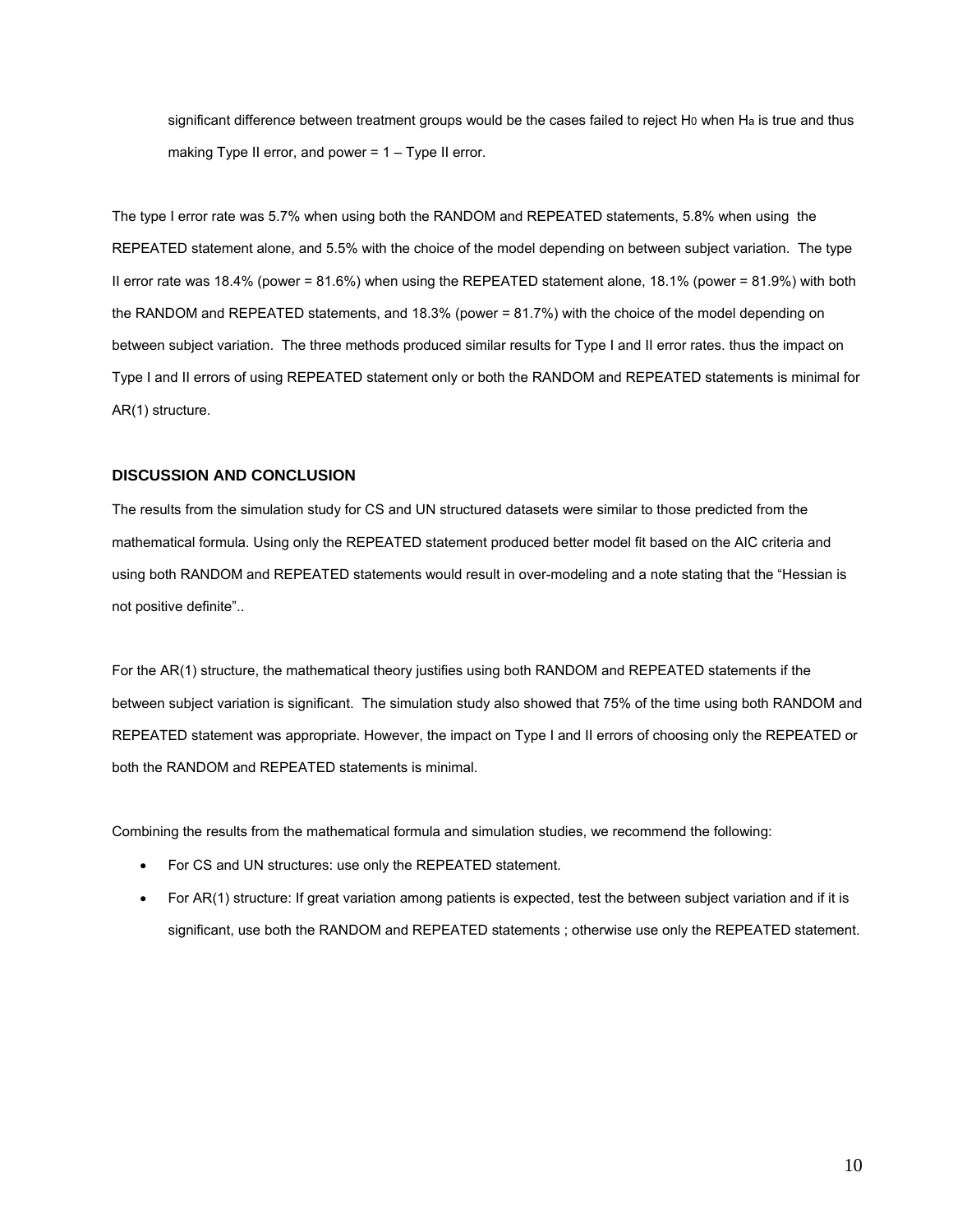significant difference between treatment groups would be the cases failed to reject $H_0$ when $H_a$ is true and thus making Type II error, and power = 1 – Type II error.

The type I error rate was 5.7% when using both the RANDOM and REPEATED statements, 5.8% when using the REPEATED statement alone, and 5.5% with the choice of the model depending on between subject variation. The type II error rate was 18.4% (power = 81.6%) when using the REPEATED statement alone, 18.1% (power = 81.9%) with both the RANDOM and REPEATED statements, and 18.3% (power = 81.7%) with the choice of the model depending on between subject variation. The three methods produced similar results for Type I and II error rates. thus the impact on Type I and II errors of using REPEATED statement only or both the RANDOM and REPEATED statements is minimal for AR(1) structure.

## DISCUSSION AND CONCLUSION

The results from the simulation study for CS and UN structured datasets were similar to those predicted from the mathematical formula. Using only the REPEATED statement produced better model fit based on the AIC criteria and using both RANDOM and REPEATED statements would result in over-modeling and a note stating that the "Hessian is not positive definite"..

For the AR(1) structure, the mathematical theory justifies using both RANDOM and REPEATED statements if the between subject variation is significant. The simulation study also showed that 75% of the time using both RANDOM and REPEATED statement was appropriate. However, the impact on Type I and II errors of choosing only the REPEATED or both the RANDOM and REPEATED statements is minimal.

Combining the results from the mathematical formula and simulation studies, we recommend the following:

- For CS and UN structures: use only the REPEATED statement.
- For AR(1) structure: If great variation among patients is expected, test the between subject variation and if it is significant, use both the RANDOM and REPEATED statements ; otherwise use only the REPEATED statement.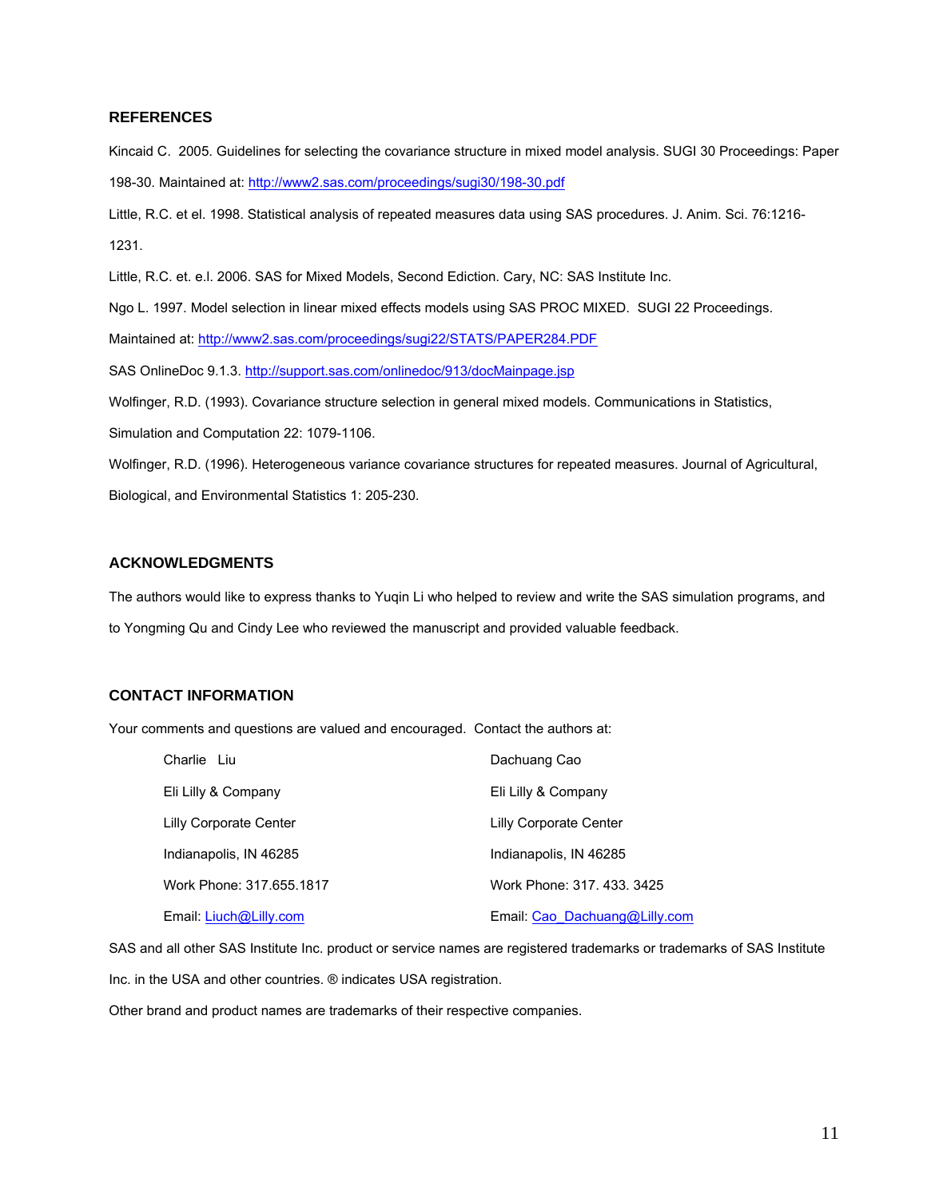## REFERENCES

Kincaid C. 2005. Guidelines for selecting the covariance structure in mixed model analysis. SUGI 30 Proceedings: Paper 198-30. Maintained at: http://www2.sas.com/proceedings/sugi30/198-30.pdf

Little, R.C. et el. 1998. Statistical analysis of repeated measures data using SAS procedures. J. Anim. Sci. 76:1216-1231.

Little, R.C. et. e.l. 2006. SAS for Mixed Models, Second Ediction. Cary, NC: SAS Institute Inc.

Ngo L. 1997. Model selection in linear mixed effects models using SAS PROC MIXED. SUGI 22 Proceedings. Maintained at: http://www2.sas.com/proceedings/sugi22/STATS/PAPER284.PDF

SAS OnlineDoc 9.1.3. http://support.sas.com/onlinedoc/913/docMainpage.jsp

Wolfinger, R.D. (1993). Covariance structure selection in general mixed models. Communications in Statistics, Simulation and Computation 22: 1079-1106.

Wolfinger, R.D. (1996). Heterogeneous variance covariance structures for repeated measures. Journal of Agricultural, Biological, and Environmental Statistics 1: 205-230.

## ACKNOWLEDGMENTS

The authors would like to express thanks to Yuqin Li who helped to review and write the SAS simulation programs, and to Yongming Qu and Cindy Lee who reviewed the manuscript and provided valuable feedback.

## CONTACT INFORMATION

Your comments and questions are valued and encouraged. Contact the authors at:

Charlie Liu
Eli Lilly & Company
Lilly Corporate Center
Indianapolis, IN 46285
Work Phone: 317.655.1817
Email: Liuch@Lilly.com

Dachuang Cao
Eli Lilly & Company
Lilly Corporate Center
Indianapolis, IN 46285
Work Phone: 317. 433. 3425
Email: Cao_Dachuang@Lilly.com

SAS and all other SAS Institute Inc. product or service names are registered trademarks or trademarks of SAS Institute Inc. in the USA and other countries. ® indicates USA registration.

Other brand and product names are trademarks of their respective companies.